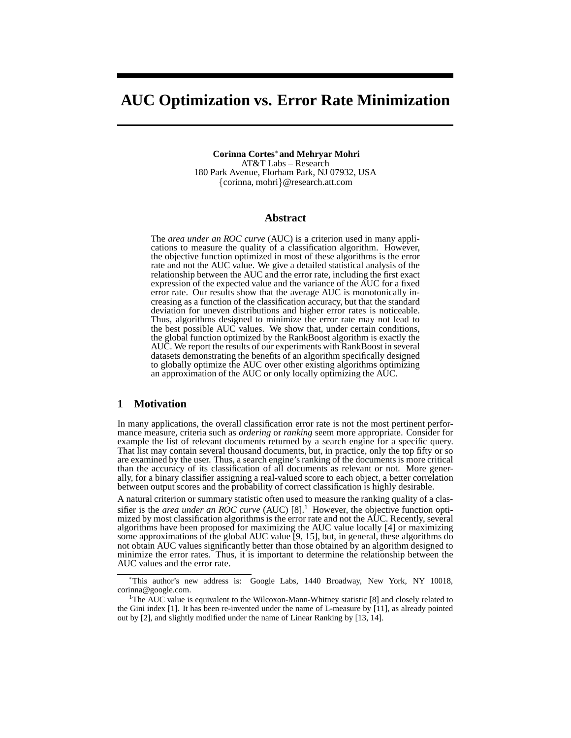# AUC Optimization vs. Error Rate Minimization

**Corinna Cortes[*] and Mehryar Mohri**
AT&T Labs – Research
180 Park Avenue, Florham Park, NJ 07932, USA
{corinna, mohri}@research.att.com

## Abstract

The *area under an ROC curve* (AUC) is a criterion used in many applications to measure the quality of a classification algorithm. However, the objective function optimized in most of these algorithms is the error rate and not the AUC value. We give a detailed statistical analysis of the relationship between the AUC and the error rate, including the first exact expression of the expected value and the variance of the AUC for a fixed error rate. Our results show that the average AUC is monotonically increasing as a function of the classification accuracy, but that the standard deviation for uneven distributions and higher error rates is noticeable. Thus, algorithms designed to minimize the error rate may not lead to the best possible AUC values. We show that, under certain conditions, the global function optimized by the RankBoost algorithm is exactly the AUC. We report the results of our experiments with RankBoost in several datasets demonstrating the benefits of an algorithm specifically designed to globally optimize the AUC over other existing algorithms optimizing an approximation of the AUC or only locally optimizing the AUC.

## 1 Motivation

In many applications, the overall classification error rate is not the most pertinent performance measure, criteria such as *ordering* or *ranking* seem more appropriate. Consider for example the list of relevant documents returned by a search engine for a specific query. That list may contain several thousand documents, but, in practice, only the top fifty or so are examined by the user. Thus, a search engine's ranking of the documents is more critical than the accuracy of its classification of all documents as relevant or not. More generally, for a binary classifier assigning a real-valued score to each object, a better correlation between output scores and the probability of correct classification is highly desirable.

A natural criterion or summary statistic often used to measure the ranking quality of a classifier is the *area under an ROC curve* (AUC) [8].[1] However, the objective function optimized by most classification algorithms is the error rate and not the AUC. Recently, several algorithms have been proposed for maximizing the AUC value locally [4] or maximizing some approximations of the global AUC value [9, 15], but, in general, these algorithms do not obtain AUC values significantly better than those obtained by an algorithm designed to minimize the error rates. Thus, it is important to determine the relationship between the AUC values and the error rate.

[*] This author's new address is: Google Labs, 1440 Broadway, New York, NY 10018, corinna@google.com.

[1] The AUC value is equivalent to the Wilcoxon-Mann-Whitney statistic [8] and closely related to the Gini index [1]. It has been re-invented under the name of L-measure by [11], as already pointed out by [2], and slightly modified under the name of Linear Ranking by [13, 14].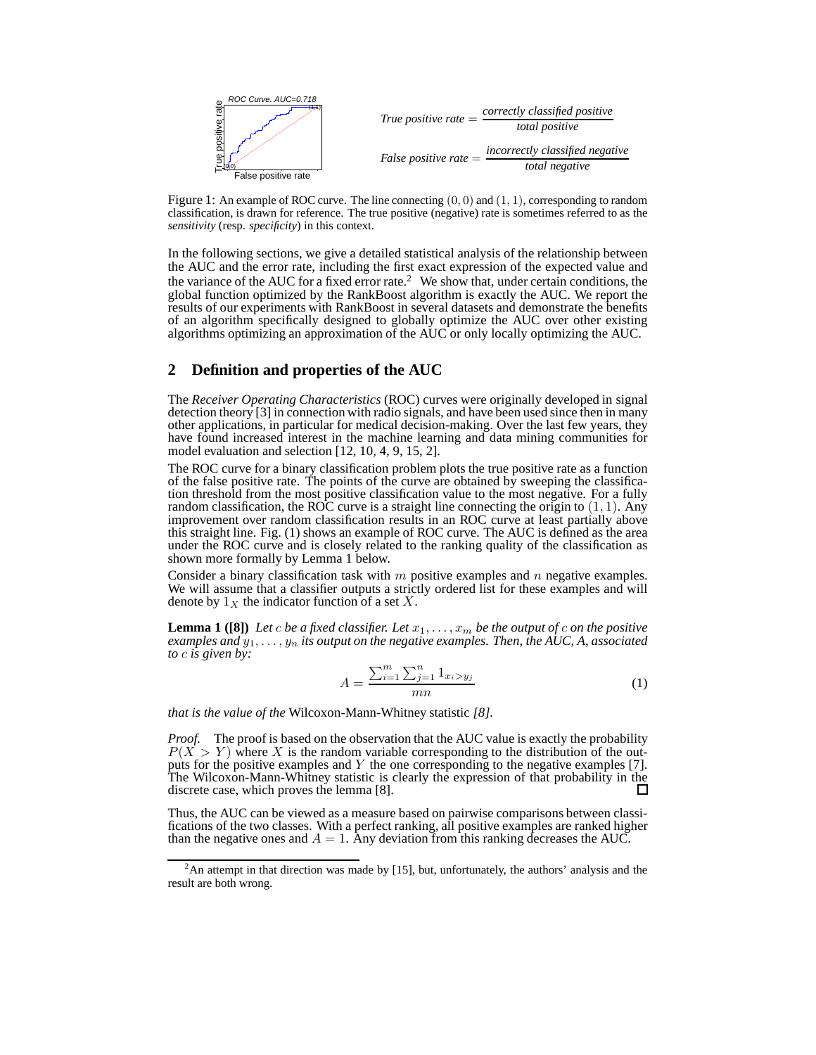True positive rate $= \dfrac{\textit{correctly classified positive}}{\textit{total positive}}$

False positive rate $= \dfrac{\textit{incorrectly classified negative}}{\textit{total negative}}$

Figure 1: An example of ROC curve. The line connecting $(0, 0)$ and $(1, 1)$, corresponding to random classification, is drawn for reference. The true positive (negative) rate is sometimes referred to as the *sensitivity* (resp. *specificity*) in this context.

In the following sections, we give a detailed statistical analysis of the relationship between the AUC and the error rate, including the first exact expression of the expected value and the variance of the AUC for a fixed error rate.[2] We show that, under certain conditions, the global function optimized by the RankBoost algorithm is exactly the AUC. We report the results of our experiments with RankBoost in several datasets and demonstrate the benefits of an algorithm specifically designed to globally optimize the AUC over other existing algorithms optimizing an approximation of the AUC or only locally optimizing the AUC.

## 2 Definition and properties of the AUC

The *Receiver Operating Characteristics* (ROC) curves were originally developed in signal detection theory [3] in connection with radio signals, and have been used since then in many other applications, in particular for medical decision-making. Over the last few years, they have found increased interest in the machine learning and data mining communities for model evaluation and selection [12, 10, 4, 9, 15, 2].

The ROC curve for a binary classification problem plots the true positive rate as a function of the false positive rate. The points of the curve are obtained by sweeping the classification threshold from the most positive classification value to the most negative. For a fully random classification, the ROC curve is a straight line connecting the origin to $(1, 1)$. Any improvement over random classification results in an ROC curve at least partially above this straight line. Fig. (1) shows an example of ROC curve. The AUC is defined as the area under the ROC curve and is closely related to the ranking quality of the classification as shown more formally by Lemma 1 below.

Consider a binary classification task with $m$ positive examples and $n$ negative examples. We will assume that a classifier outputs a strictly ordered list for these examples and will denote by $1_X$ the indicator function of a set $X$.

**Lemma 1 ([8])** *Let $c$ be a fixed classifier. Let $x_1, \ldots, x_m$ be the output of $c$ on the positive examples and $y_1, \ldots, y_n$ its output on the negative examples. Then, the AUC, $A$, associated to $c$ is given by:*

$$A = \frac{\sum_{i=1}^{m} \sum_{j=1}^{n} 1_{x_i > y_j}}{mn} \tag{1}$$

*that is the value of the* Wilcoxon-Mann-Whitney statistic *[8].*

*Proof.* The proof is based on the observation that the AUC value is exactly the probability $P(X > Y)$ where $X$ is the random variable corresponding to the distribution of the outputs for the positive examples and $Y$ the one corresponding to the negative examples [7]. The Wilcoxon-Mann-Whitney statistic is clearly the expression of that probability in the discrete case, which proves the lemma [8]. □

Thus, the AUC can be viewed as a measure based on pairwise comparisons between classifications of the two classes. With a perfect ranking, all positive examples are ranked higher than the negative ones and $A = 1$. Any deviation from this ranking decreases the AUC.

[2] An attempt in that direction was made by [15], but, unfortunately, the authors' analysis and the result are both wrong.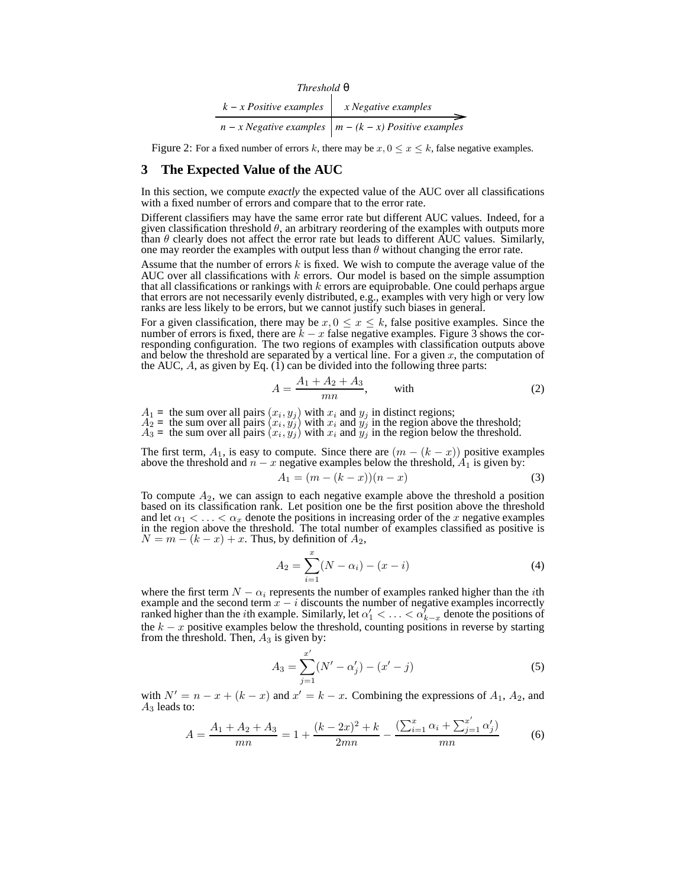Threshold θ

| $k - x$ *Positive examples* | $x$ *Negative examples* |
|---|---|
| $n - x$ *Negative examples* | $m - (k - x)$ *Positive examples* |

Figure 2: For a fixed number of errors $k$, there may be $x, 0 \leq x \leq k$, false negative examples.

## 3 The Expected Value of the AUC

In this section, we compute *exactly* the expected value of the AUC over all classifications with a fixed number of errors and compare that to the error rate.

Different classifiers may have the same error rate but different AUC values. Indeed, for a given classification threshold $\theta$, an arbitrary reordering of the examples with outputs more than $\theta$ clearly does not affect the error rate but leads to different AUC values. Similarly, one may reorder the examples with output less than $\theta$ without changing the error rate.

Assume that the number of errors $k$ is fixed. We wish to compute the average value of the AUC over all classifications with $k$ errors. Our model is based on the simple assumption that all classifications or rankings with $k$ errors are equiprobable. One could perhaps argue that errors are not necessarily evenly distributed, e.g., examples with very high or very low ranks are less likely to be errors, but we cannot justify such biases in general.

For a given classification, there may be $x, 0 \leq x \leq k$, false positive examples. Since the number of errors is fixed, there are $k - x$ false negative examples. Figure 3 shows the corresponding configuration. The two regions of examples with classification outputs above and below the threshold are separated by a vertical line. For a given $x$, the computation of the AUC, $A$, as given by Eq. (1) can be divided into the following three parts:

$$A = \frac{A_1 + A_2 + A_3}{mn}, \qquad \text{with} \tag{2}$$

$A_1$ = the sum over all pairs $(x_i, y_j)$ with $x_i$ and $y_j$ in distinct regions;
$A_2$ = the sum over all pairs $(x_i, y_j)$ with $x_i$ and $y_j$ in the region above the threshold;
$A_3$ = the sum over all pairs $(x_i, y_j)$ with $x_i$ and $y_j$ in the region below the threshold.

The first term, $A_1$, is easy to compute. Since there are $(m - (k - x))$ positive examples above the threshold and $n - x$ negative examples below the threshold, $A_1$ is given by:

$$A_1 = (m - (k - x))(n - x) \tag{3}$$

To compute $A_2$, we can assign to each negative example above the threshold a position based on its classification rank. Let position one be the first position above the threshold and let $\alpha_1 < \ldots < \alpha_x$ denote the positions in increasing order of the $x$ negative examples in the region above the threshold. The total number of examples classified as positive is $N = m - (k - x) + x$. Thus, by definition of $A_2$,

$$A_2 = \sum_{i=1}^{x} (N - \alpha_i) - (x - i) \tag{4}$$

where the first term $N - \alpha_i$ represents the number of examples ranked higher than the $i$th example and the second term $x - i$ discounts the number of negative examples incorrectly ranked higher than the $i$th example. Similarly, let $\alpha'_1 < \ldots < \alpha'_{k-x}$ denote the positions of the $k - x$ positive examples below the threshold, counting positions in reverse by starting from the threshold. Then, $A_3$ is given by:

$$A_3 = \sum_{j=1}^{x'} (N' - \alpha'_j) - (x' - j) \tag{5}$$

with $N' = n - x + (k - x)$ and $x' = k - x$. Combining the expressions of $A_1$, $A_2$, and $A_3$ leads to:

$$A = \frac{A_1 + A_2 + A_3}{mn} = 1 + \frac{(k - 2x)^2 + k}{2mn} - \frac{(\sum_{i=1}^{x} \alpha_i + \sum_{j=1}^{x'} \alpha'_j)}{mn} \tag{6}$$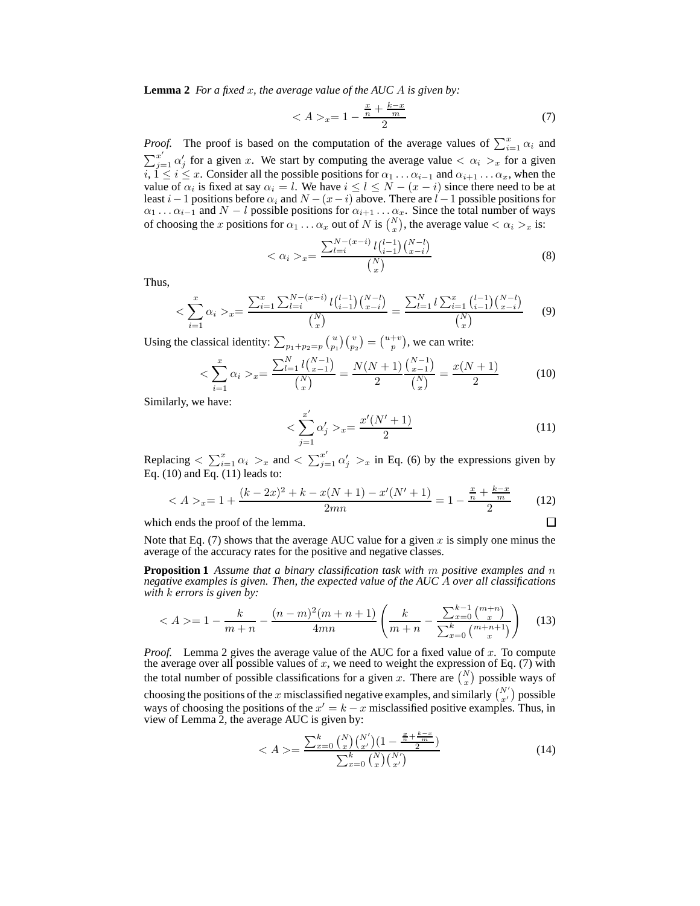**Lemma 2** *For a fixed $x$, the average value of the AUC $A$ is given by:*

$$< A >_x = 1 - \frac{\frac{x}{n} + \frac{k-x}{m}}{2} \tag{7}$$

*Proof.* The proof is based on the computation of the average values of $\sum_{i=1}^{x} \alpha_i$ and $\sum_{j=1}^{x'} \alpha'_j$ for a given $x$. We start by computing the average value $< \alpha_i >_x$ for a given $i$, $1 \leq i \leq x$. Consider all the possible positions for $\alpha_1 \ldots \alpha_{i-1}$ and $\alpha_{i+1} \ldots \alpha_x$, when the value of $\alpha_i$ is fixed at say $\alpha_i = l$. We have $i \leq l \leq N - (x - i)$ since there need to be at least $i - 1$ positions before $\alpha_i$ and $N - (x - i)$ above. There are $l - 1$ possible positions for $\alpha_1 \ldots \alpha_{i-1}$ and $N - l$ possible positions for $\alpha_{i+1} \ldots \alpha_x$. Since the total number of ways of choosing the $x$ positions for $\alpha_1 \ldots \alpha_x$ out of $N$ is $\binom{N}{x}$, the average value $< \alpha_i >_x$ is:

$$< \alpha_i >_x = \frac{\sum_{l=i}^{N-(x-i)} l \binom{l-1}{i-1} \binom{N-l}{x-i}}{\binom{N}{x}} \tag{8}$$

Thus,

$$< \sum_{i=1}^{x} \alpha_i >_x = \frac{\sum_{i=1}^{x} \sum_{l=i}^{N-(x-i)} l \binom{l-1}{i-1} \binom{N-l}{x-i}}{\binom{N}{x}} = \frac{\sum_{l=1}^{N} l \sum_{i=1}^{x} \binom{l-1}{i-1} \binom{N-l}{x-i}}{\binom{N}{x}} \tag{9}$$

Using the classical identity: $\sum_{p_1+p_2=p} \binom{u}{p_1} \binom{v}{p_2} = \binom{u+v}{p}$, we can write:

$$< \sum_{i=1}^{x} \alpha_i >_x = \frac{\sum_{l=1}^{N} l \binom{N-1}{x-1}}{\binom{N}{x}} = \frac{N(N+1)}{2} \frac{\binom{N-1}{x-1}}{\binom{N}{x}} = \frac{x(N+1)}{2} \tag{10}$$

Similarly, we have:

$$< \sum_{j=1}^{x'} \alpha'_j >_x = \frac{x'(N'+1)}{2} \tag{11}$$

Replacing $< \sum_{i=1}^{x} \alpha_i >_x$ and $< \sum_{j=1}^{x'} \alpha'_j >_x$ in Eq. (6) by the expressions given by Eq. (10) and Eq. (11) leads to:

$$< A >_x = 1 + \frac{(k - 2x)^2 + k - x(N+1) - x'(N'+1)}{2mn} = 1 - \frac{\frac{x}{n} + \frac{k-x}{m}}{2} \tag{12}$$

which ends the proof of the lemma. □

Note that Eq. (7) shows that the average AUC value for a given $x$ is simply one minus the average of the accuracy rates for the positive and negative classes.

**Proposition 1** *Assume that a binary classification task with $m$ positive examples and $n$ negative examples is given. Then, the expected value of the AUC $A$ over all classifications with $k$ errors is given by:*

$$< A > = 1 - \frac{k}{m+n} - \frac{(n-m)^2(m+n+1)}{4mn} \left( \frac{k}{m+n} - \frac{\sum_{x=0}^{k-1} \binom{m+n}{x}}{\sum_{x=0}^{k} \binom{m+n+1}{x}} \right) \tag{13}$$

*Proof.* Lemma 2 gives the average value of the AUC for a fixed value of $x$. To compute the average over all possible values of $x$, we need to weight the expression of Eq. (7) with the total number of possible classifications for a given $x$. There are $\binom{N}{x}$ possible ways of choosing the positions of the $x$ misclassified negative examples, and similarly $\binom{N'}{x'}$ possible ways of choosing the positions of the $x' = k - x$ misclassified positive examples. Thus, in view of Lemma 2, the average AUC is given by:

$$< A > = \frac{\sum_{x=0}^{k} \binom{N}{x} \binom{N'}{x'} (1 - \frac{\frac{x}{n} + \frac{k-x}{m}}{2})}{\sum_{x=0}^{k} \binom{N}{x} \binom{N'}{x'}} \tag{14}$$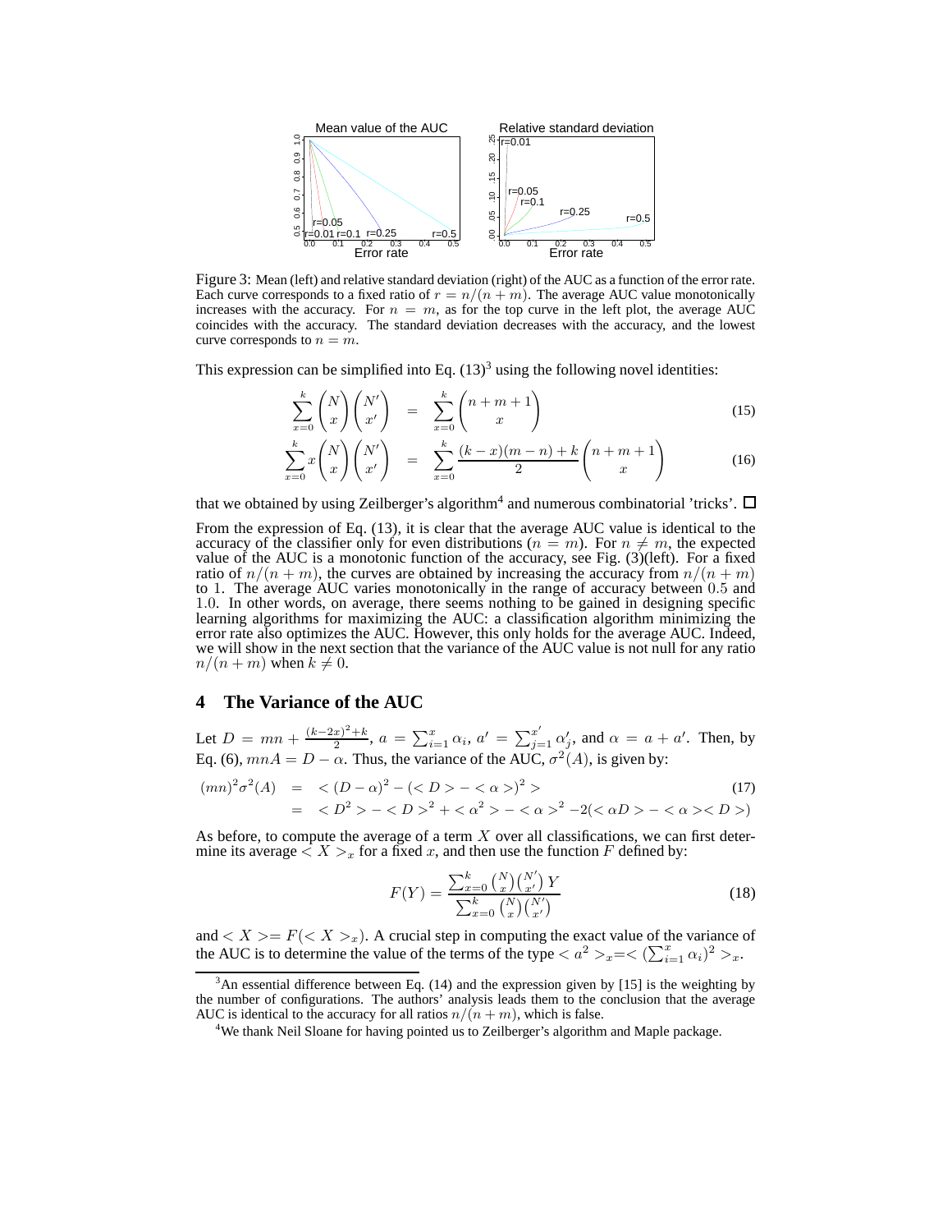Figure 3: Mean (left) and relative standard deviation (right) of the AUC as a function of the error rate. Each curve corresponds to a fixed ratio of $r = n/(n+m)$. The average AUC value monotonically increases with the accuracy. For $n = m$, as for the top curve in the left plot, the average AUC coincides with the accuracy. The standard deviation decreases with the accuracy, and the lowest curve corresponds to $n = m$.

This expression can be simplified into Eq. (13)[3] using the following novel identities:

$$\sum_{x=0}^{k} \binom{N}{x}\binom{N'}{x'} = \sum_{x=0}^{k} \binom{n+m+1}{x} \tag{15}$$

$$\sum_{x=0}^{k} x\binom{N}{x}\binom{N'}{x'} = \sum_{x=0}^{k} \frac{(k-x)(m-n)+k}{2}\binom{n+m+1}{x} \tag{16}$$

that we obtained by using Zeilberger's algorithm[4] and numerous combinatorial 'tricks'. □

From the expression of Eq. (13), it is clear that the average AUC value is identical to the accuracy of the classifier only for even distributions ($n = m$). For $n \neq m$, the expected value of the AUC is a monotonic function of the accuracy, see Fig. (3)(left). For a fixed ratio of $n/(n+m)$, the curves are obtained by increasing the accuracy from $n/(n+m)$ to 1. The average AUC varies monotonically in the range of accuracy between 0.5 and 1.0. In other words, on average, there seems nothing to be gained in designing specific learning algorithms for maximizing the AUC: a classification algorithm minimizing the error rate also optimizes the AUC. However, this only holds for the average AUC. Indeed, we will show in the next section that the variance of the AUC value is not null for any ratio $n/(n+m)$ when $k \neq 0$.

## 4 The Variance of the AUC

Let $D = mn + \frac{(k-2x)^2+k}{2}$, $a = \sum_{i=1}^{x} \alpha_i$, $a' = \sum_{j=1}^{x'} \alpha'_j$, and $\alpha = a + a'$. Then, by Eq. (6), $mnA = D - \alpha$. Thus, the variance of the AUC, $\sigma^2(A)$, is given by:

$$\begin{aligned}(mn)^2\sigma^2(A) &= <(D-\alpha)^2 - (<D> - <\alpha>)^2> \\ &= <D^2> - <D>^2 + <\alpha^2> - <\alpha>^2 - 2(<\alpha D> - <\alpha><D>)\end{aligned} \tag{17}$$

As before, to compute the average of a term $X$ over all classifications, we can first determine its average $< X >_x$ for a fixed $x$, and then use the function $F$ defined by:

$$F(Y) = \frac{\sum_{x=0}^{k} \binom{N}{x}\binom{N'}{x'} Y}{\sum_{x=0}^{k} \binom{N}{x}\binom{N'}{x'}} \tag{18}$$

and $< X > = F(< X >_x)$. A crucial step in computing the exact value of the variance of the AUC is to determine the value of the terms of the type $< a^2 >_x = < (\sum_{i=1}^{x} \alpha_i)^2 >_x$.

[3] An essential difference between Eq. (14) and the expression given by [15] is the weighting by the number of configurations. The authors' analysis leads them to the conclusion that the average AUC is identical to the accuracy for all ratios $n/(n+m)$, which is false.

[4] We thank Neil Sloane for having pointed us to Zeilberger's algorithm and Maple package.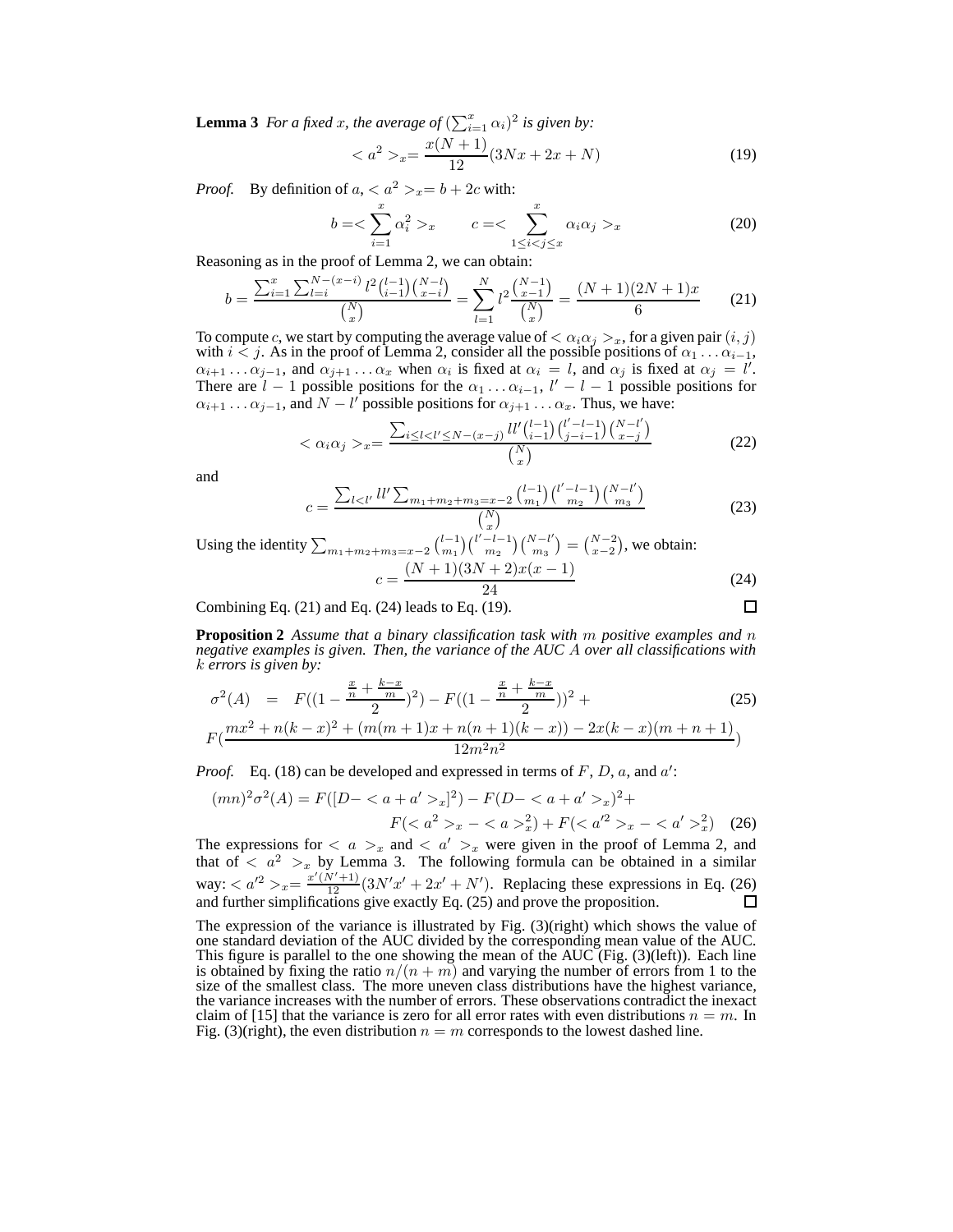**Lemma 3** *For a fixed $x$, the average of $(\sum_{i=1}^{x} \alpha_i)^2$ is given by:*

$$< a^2 >_x = \frac{x(N+1)}{12}(3Nx + 2x + N) \tag{19}$$

*Proof.* By definition of $a$, $< a^2 >_x = b + 2c$ with:

$$b = < \sum_{i=1}^{x} \alpha_i^2 >_x \qquad c = < \sum_{1 \le i < j \le x}^{x} \alpha_i \alpha_j >_x \tag{20}$$

Reasoning as in the proof of Lemma 2, we can obtain:

$$b = \frac{\sum_{i=1}^{x} \sum_{l=i}^{N-(x-i)} l^2 \binom{l-1}{i-1}\binom{N-l}{x-i}}{\binom{N}{x}} = \sum_{l=1}^{N} l^2 \frac{\binom{N-1}{x-1}}{\binom{N}{x}} = \frac{(N+1)(2N+1)x}{6} \tag{21}$$

To compute $c$, we start by computing the average value of $< \alpha_i \alpha_j >_x$, for a given pair $(i, j)$ with $i < j$. As in the proof of Lemma 2, consider all the possible positions of $\alpha_1 \ldots \alpha_{i-1}$, $\alpha_{i+1} \ldots \alpha_{j-1}$, and $\alpha_{j+1} \ldots \alpha_x$ when $\alpha_i$ is fixed at $\alpha_i = l$, and $\alpha_j$ is fixed at $\alpha_j = l'$. There are $l - 1$ possible positions for the $\alpha_1 \ldots \alpha_{i-1}$, $l' - l - 1$ possible positions for $\alpha_{i+1} \ldots \alpha_{j-1}$, and $N - l'$ possible positions for $\alpha_{j+1} \ldots \alpha_x$. Thus, we have:

$$< \alpha_i \alpha_j >_x = \frac{\sum_{i \le l < l' \le N-(x-j)} l l' \binom{l-1}{i-1}\binom{l'-l-1}{j-i-1}\binom{N-l'}{x-j}}{\binom{N}{x}} \tag{22}$$

and

$$c = \frac{\sum_{l<l'} l l' \sum_{m_1+m_2+m_3=x-2} \binom{l-1}{m_1}\binom{l'-l-1}{m_2}\binom{N-l'}{m_3}}{\binom{N}{x}} \tag{23}$$

Using the identity $\sum_{m_1+m_2+m_3=x-2} \binom{l-1}{m_1}\binom{l'-l-1}{m_2}\binom{N-l'}{m_3} = \binom{N-2}{x-2}$, we obtain:

$$c = \frac{(N+1)(3N+2)x(x-1)}{24} \tag{24}$$

Combining Eq. (21) and Eq. (24) leads to Eq. (19). □

**Proposition 2** *Assume that a binary classification task with $m$ positive examples and $n$ negative examples is given. Then, the variance of the AUC $A$ over all classifications with $k$ errors is given by:*

$$\sigma^2(A) = F((1 - \frac{\frac{x}{n} + \frac{k-x}{m}}{2})^2) - F((1 - \frac{\frac{x}{n} + \frac{k-x}{m}}{2}))^2 + \tag{25}$$

$$F(\frac{mx^2 + n(k-x)^2 + (m(m+1)x + n(n+1)(k-x)) - 2x(k-x)(m+n+1)}{12m^2n^2})$$

*Proof.* Eq. (18) can be developed and expressed in terms of $F$, $D$, $a$, and $a'$:

$$(mn)^2\sigma^2(A) = F([D - < a + a' >_x]^2) - F(D - < a + a' >_x)^2 +$$

$$F(< a^2 >_x - < a >_x^2) + F(< a'^2 >_x - < a' >_x^2) \tag{26}$$

The expressions for $< a >_x$ and $< a' >_x$ were given in the proof of Lemma 2, and that of $< a^2 >_x$ by Lemma 3. The following formula can be obtained in a similar way: $< a'^2 >_x = \frac{x'(N'+1)}{12}(3N'x' + 2x' + N')$. Replacing these expressions in Eq. (26) and further simplifications give exactly Eq. (25) and prove the proposition. □

The expression of the variance is illustrated by Fig. (3)(right) which shows the value of one standard deviation of the AUC divided by the corresponding mean value of the AUC. This figure is parallel to the one showing the mean of the AUC (Fig. (3)(left)). Each line is obtained by fixing the ratio $n/(n+m)$ and varying the number of errors from 1 to the size of the smallest class. The more uneven class distributions have the highest variance, the variance increases with the number of errors. These observations contradict the inexact claim of [15] that the variance is zero for all error rates with even distributions $n = m$. In Fig. (3)(right), the even distribution $n = m$ corresponds to the lowest dashed line.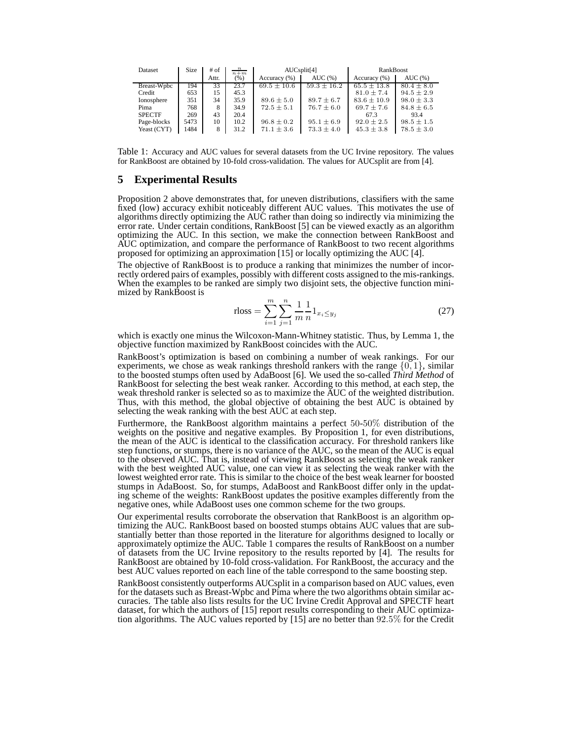| Dataset | Size | # of Attr. | $\frac{n}{n+m}$ (%) | AUCsplit[4] | | RankBoost | |
|---|---|---|---|---|---|---|---|
| | | | | Accuracy (%) | AUC (%) | Accuracy (%) | AUC (%) |
| Breast-Wpbc | 194 | 33 | 23.7 | $69.5 \pm 10.6$ | $59.3 \pm 16.2$ | $65.5 \pm 13.8$ | $80.4 \pm 8.0$ |
| Credit | 653 | 15 | 45.3 | | | $81.0 \pm 7.4$ | $94.5 \pm 2.9$ |
| Ionosphere | 351 | 34 | 35.9 | $89.6 \pm 5.0$ | $89.7 \pm 6.7$ | $83.6 \pm 10.9$ | $98.0 \pm 3.3$ |
| Pima | 768 | 8 | 34.9 | $72.5 \pm 5.1$ | $76.7 \pm 6.0$ | $69.7 \pm 7.6$ | $84.8 \pm 6.5$ |
| SPECTF | 269 | 43 | 20.4 | | | 67.3 | 93.4 |
| Page-blocks | 5473 | 10 | 10.2 | $96.8 \pm 0.2$ | $95.1 \pm 6.9$ | $92.0 \pm 2.5$ | $98.5 \pm 1.5$ |
| Yeast (CYT) | 1484 | 8 | 31.2 | $71.1 \pm 3.6$ | $73.3 \pm 4.0$ | $45.3 \pm 3.8$ | $78.5 \pm 3.0$ |

Table 1: Accuracy and AUC values for several datasets from the UC Irvine repository. The values for RankBoost are obtained by 10-fold cross-validation. The values for AUCsplit are from [4].

## 5 Experimental Results

Proposition 2 above demonstrates that, for uneven distributions, classifiers with the same fixed (low) accuracy exhibit noticeably different AUC values. This motivates the use of algorithms directly optimizing the AUC rather than doing so indirectly via minimizing the error rate. Under certain conditions, RankBoost [5] can be viewed exactly as an algorithm optimizing the AUC. In this section, we make the connection between RankBoost and AUC optimization, and compare the performance of RankBoost to two recent algorithms proposed for optimizing an approximation [15] or locally optimizing the AUC [4].

The objective of RankBoost is to produce a ranking that minimizes the number of incorrectly ordered pairs of examples, possibly with different costs assigned to the mis-rankings. When the examples to be ranked are simply two disjoint sets, the objective function minimized by RankBoost is

$$\text{rloss} = \sum_{i=1}^{m} \sum_{j=1}^{n} \frac{1}{m} \frac{1}{n} 1_{x_i \leq y_j} \tag{27}$$

which is exactly one minus the Wilcoxon-Mann-Whitney statistic. Thus, by Lemma 1, the objective function maximized by RankBoost coincides with the AUC.

RankBoost's optimization is based on combining a number of weak rankings. For our experiments, we chose as weak rankings threshold rankers with the range $\{0, 1\}$, similar to the boosted stumps often used by AdaBoost [6]. We used the so-called *Third Method* of RankBoost for selecting the best weak ranker. According to this method, at each step, the weak threshold ranker is selected so as to maximize the AUC of the weighted distribution. Thus, with this method, the global objective of obtaining the best AUC is obtained by selecting the weak ranking with the best AUC at each step.

Furthermore, the RankBoost algorithm maintains a perfect $50$-$50\%$ distribution of the weights on the positive and negative examples. By Proposition 1, for even distributions, the mean of the AUC is identical to the classification accuracy. For threshold rankers like step functions, or stumps, there is no variance of the AUC, so the mean of the AUC is equal to the observed AUC. That is, instead of viewing RankBoost as selecting the weak ranker with the best weighted AUC value, one can view it as selecting the weak ranker with the lowest weighted error rate. This is similar to the choice of the best weak learner for boosted stumps in AdaBoost. So, for stumps, AdaBoost and RankBoost differ only in the updating scheme of the weights: RankBoost updates the positive examples differently from the negative ones, while AdaBoost uses one common scheme for the two groups.

Our experimental results corroborate the observation that RankBoost is an algorithm optimizing the AUC. RankBoost based on boosted stumps obtains AUC values that are substantially better than those reported in the literature for algorithms designed to locally or approximately optimize the AUC. Table 1 compares the results of RankBoost on a number of datasets from the UC Irvine repository to the results reported by [4]. The results for RankBoost are obtained by 10-fold cross-validation. For RankBoost, the accuracy and the best AUC values reported on each line of the table correspond to the same boosting step.

RankBoost consistently outperforms AUCsplit in a comparison based on AUC values, even for the datasets such as Breast-Wpbc and Pima where the two algorithms obtain similar accuracies. The table also lists results for the UC Irvine Credit Approval and SPECTF heart dataset, for which the authors of [15] report results corresponding to their AUC optimization algorithms. The AUC values reported by [15] are no better than $92.5\%$ for the Credit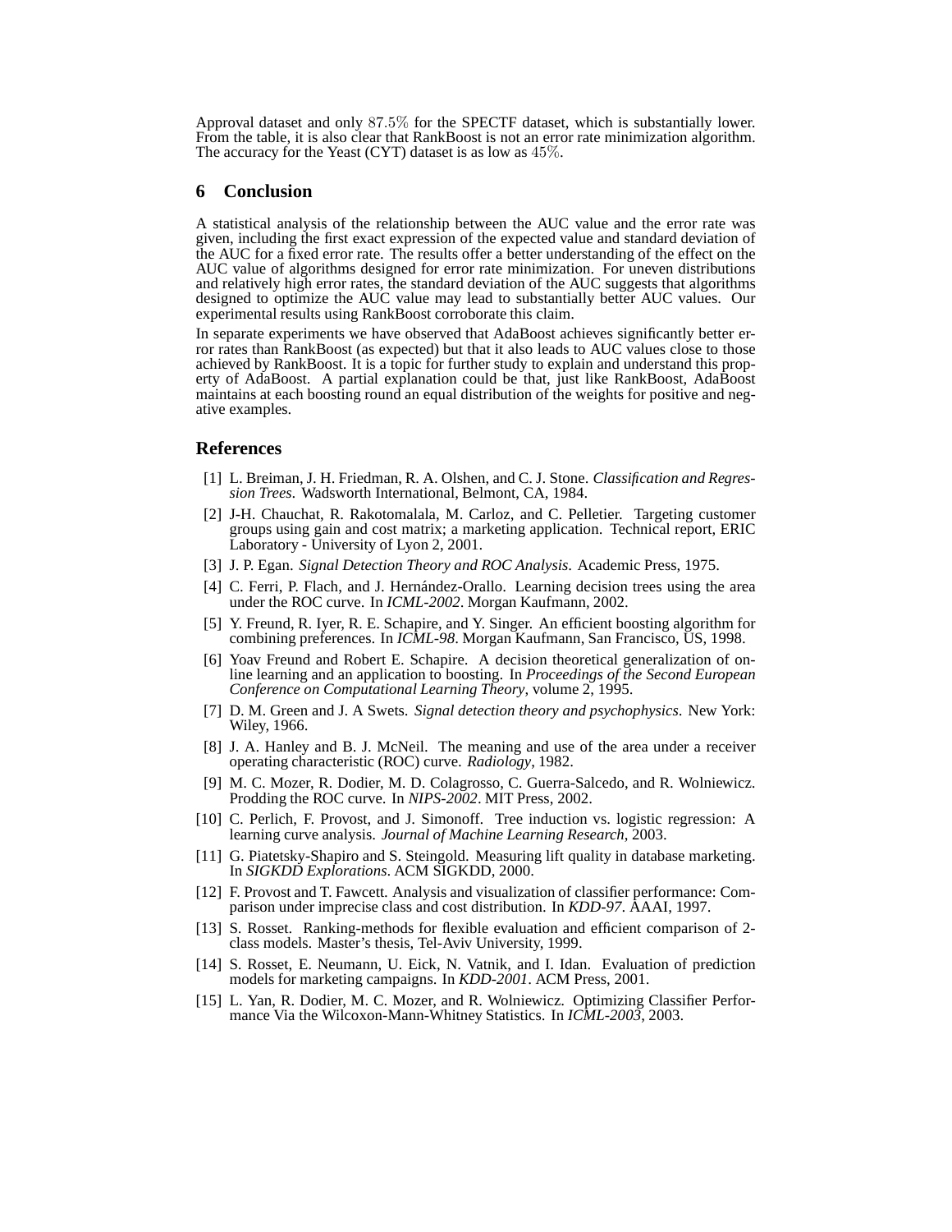Approval dataset and only $87.5\%$ for the SPECTF dataset, which is substantially lower. From the table, it is also clear that RankBoost is not an error rate minimization algorithm. The accuracy for the Yeast (CYT) dataset is as low as $45\%$.

## 6 Conclusion

A statistical analysis of the relationship between the AUC value and the error rate was given, including the first exact expression of the expected value and standard deviation of the AUC for a fixed error rate. The results offer a better understanding of the effect on the AUC value of algorithms designed for error rate minimization. For uneven distributions and relatively high error rates, the standard deviation of the AUC suggests that algorithms designed to optimize the AUC value may lead to substantially better AUC values. Our experimental results using RankBoost corroborate this claim.

In separate experiments we have observed that AdaBoost achieves significantly better error rates than RankBoost (as expected) but that it also leads to AUC values close to those achieved by RankBoost. It is a topic for further study to explain and understand this property of AdaBoost. A partial explanation could be that, just like RankBoost, AdaBoost maintains at each boosting round an equal distribution of the weights for positive and negative examples.

## References

[1] L. Breiman, J. H. Friedman, R. A. Olshen, and C. J. Stone. *Classification and Regression Trees*. Wadsworth International, Belmont, CA, 1984.

[2] J-H. Chauchat, R. Rakotomalala, M. Carloz, and C. Pelletier. Targeting customer groups using gain and cost matrix; a marketing application. Technical report, ERIC Laboratory - University of Lyon 2, 2001.

[3] J. P. Egan. *Signal Detection Theory and ROC Analysis*. Academic Press, 1975.

[4] C. Ferri, P. Flach, and J. Hernández-Orallo. Learning decision trees using the area under the ROC curve. In *ICML-2002*. Morgan Kaufmann, 2002.

[5] Y. Freund, R. Iyer, R. E. Schapire, and Y. Singer. An efficient boosting algorithm for combining preferences. In *ICML-98*. Morgan Kaufmann, San Francisco, US, 1998.

[6] Yoav Freund and Robert E. Schapire. A decision theoretical generalization of online learning and an application to boosting. In *Proceedings of the Second European Conference on Computational Learning Theory*, volume 2, 1995.

[7] D. M. Green and J. A Swets. *Signal detection theory and psychophysics*. New York: Wiley, 1966.

[8] J. A. Hanley and B. J. McNeil. The meaning and use of the area under a receiver operating characteristic (ROC) curve. *Radiology*, 1982.

[9] M. C. Mozer, R. Dodier, M. D. Colagrosso, C. Guerra-Salcedo, and R. Wolniewicz. Prodding the ROC curve. In *NIPS-2002*. MIT Press, 2002.

[10] C. Perlich, F. Provost, and J. Simonoff. Tree induction vs. logistic regression: A learning curve analysis. *Journal of Machine Learning Research*, 2003.

[11] G. Piatetsky-Shapiro and S. Steingold. Measuring lift quality in database marketing. In *SIGKDD Explorations*. ACM SIGKDD, 2000.

[12] F. Provost and T. Fawcett. Analysis and visualization of classifier performance: Comparison under imprecise class and cost distribution. In *KDD-97*. AAAI, 1997.

[13] S. Rosset. Ranking-methods for flexible evaluation and efficient comparison of 2-class models. Master's thesis, Tel-Aviv University, 1999.

[14] S. Rosset, E. Neumann, U. Eick, N. Vatnik, and I. Idan. Evaluation of prediction models for marketing campaigns. In *KDD-2001*. ACM Press, 2001.

[15] L. Yan, R. Dodier, M. C. Mozer, and R. Wolniewicz. Optimizing Classifier Performance Via the Wilcoxon-Mann-Whitney Statistics. In *ICML-2003*, 2003.